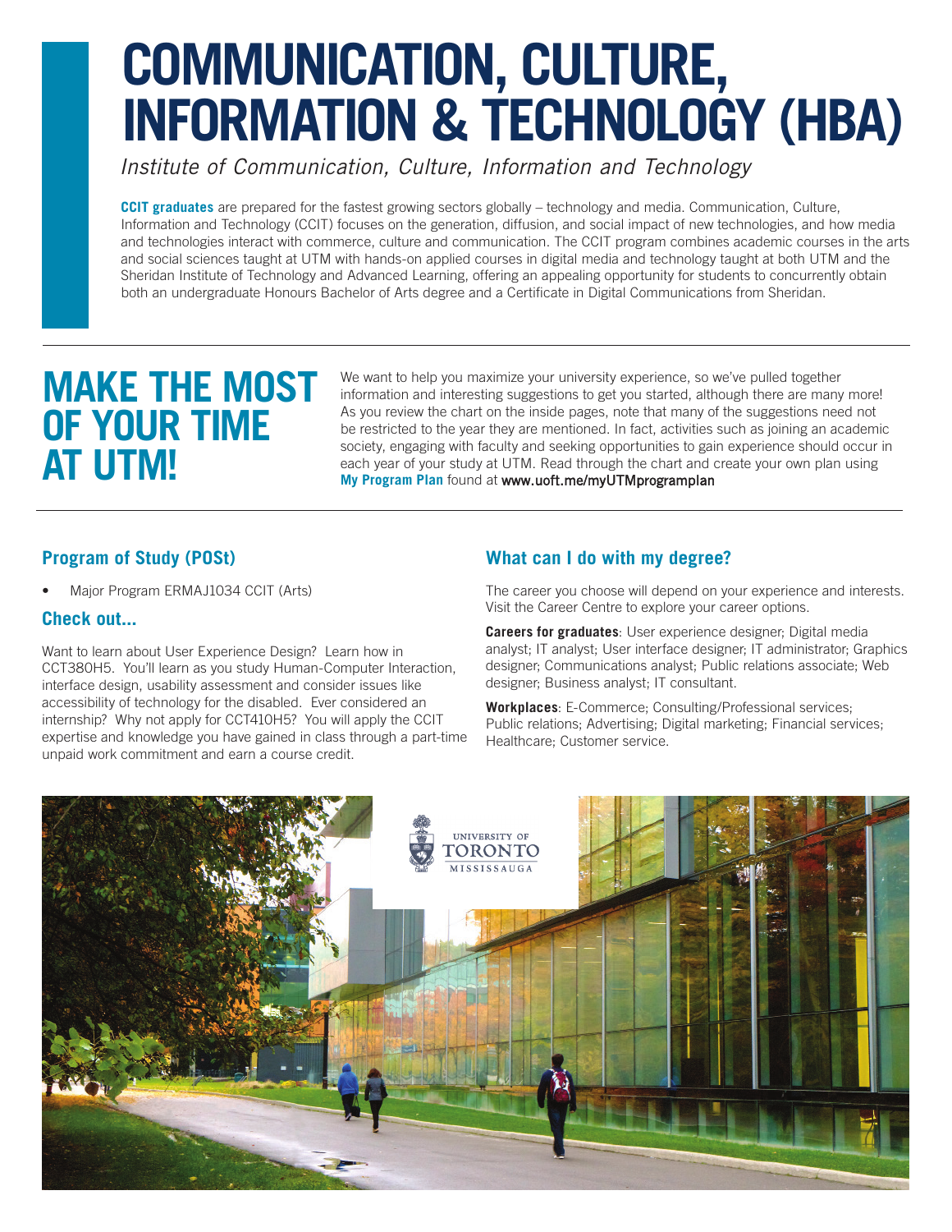# COMMUNICATION, CULTURE, INFORMATION & TECHNOLOGY (HBA)

*Institute of Communication, Culture, Information and Technology*

**CCIT graduates** are prepared for the fastest growing sectors globally – technology and media. Communication, Culture, Information and Technology (CCIT) focuses on the generation, diffusion, and social impact of new technologies, and how media and technologies interact with commerce, culture and communication. The CCIT program combines academic courses in the arts and social sciences taught at UTM with hands-on applied courses in digital media and technology taught at both UTM and the Sheridan Institute of Technology and Advanced Learning, offering an appealing opportunity for students to concurrently obtain both an undergraduate Honours Bachelor of Arts degree and a Certificate in Digital Communications from Sheridan.

## MAKE THE MOST OF YOUR TIME AT UTM!

We want to help you maximize your university experience, so we've pulled together information and interesting suggestions to get you started, although there are many more! As you review the chart on the inside pages, note that many of the suggestions need not be restricted to the year they are mentioned. In fact, activities such as joining an academic society, engaging with faculty and seeking opportunities to gain experience should occur in each year of your study at UTM. Read through the chart and create your own plan using **My Program Plan** found at **www.uoft.me/myUTMprogramplan**

### Program of Study (POSt)

- Major Program ERMAJ1034 CCIT (Arts)

### Check out...

Want to learn about User Experience Design? Learn how in CCT380H5. You'll learn as you study Human-Computer Interaction, interface design, usability assessment and consider issues like accessibility of technology for the disabled. Ever considered an internship? Why not apply for CCT410H5? You will apply the CCIT expertise and knowledge you have gained in class through a part-time unpaid work commitment and earn a course credit.

### What can I do with my degree?

The career you choose will depend on your experience and interests. Visit the Career Centre to explore your career options.

**Careers for graduates**: User experience designer; Digital media analyst; IT analyst; User interface designer; IT administrator; Graphics designer; Communications analyst; Public relations associate; Web designer; Business analyst; IT consultant.

**Workplaces**: E-Commerce; Consulting/Professional services; Public relations; Advertising; Digital marketing; Financial services; Healthcare; Customer service.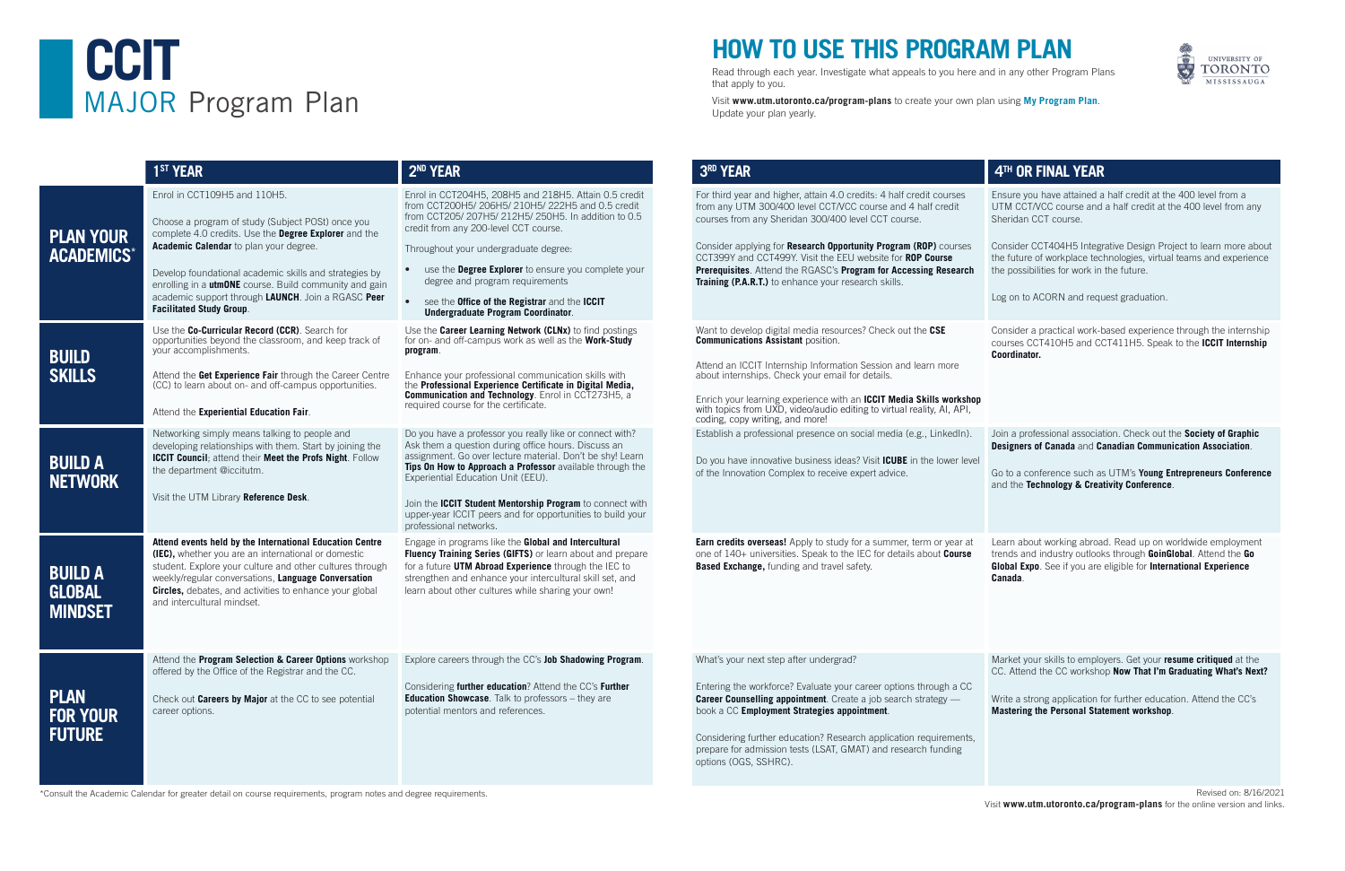# CCIT MAJOR Program Plan

## HOW TO USE THIS PROGRAM PLAN

Read through each year. Investigate what appeals to you here and in any other Program Plans that apply to you.

Visit **www.utm.utoronto.ca/program-plans** to create your own plan using **My Program Plan**. Update your plan yearly.

| | 1ST YEAR | 2ND YEAR | 3RD YEAR | 4TH OR FINAL YEAR |
|---|---|---|---|---|
| **PLAN YOUR ACADEMICS*** | Enrol in CCT109H5 and 110H5. Choose a program of study (Subject POSt) once you complete 4.0 credits. Use the **Degree Explorer** and the **Academic Calendar** to plan your degree. Develop foundational academic skills and strategies by enrolling in a **utmONE** course. Build community and gain academic support through **LAUNCH**. Join a RGASC **Peer Facilitated Study Group**. | Enrol in CCT204H5, 208H5 and 218H5. Attain 0.5 credit from CCT200H5/ 206H5/ 210H5/ 222H5 and 0.5 credit from CCT205/ 207H5/ 212H5/ 250H5. In addition to 0.5 credit from any 200-level CCT course. Throughout your undergraduate degree: • use the **Degree Explorer** to ensure you complete your degree and program requirements • see the **Office of the Registrar** and the **ICCIT Undergraduate Program Coordinator**. | For third year and higher, attain 4.0 credits: 4 half credit courses from any UTM 300/400 level CCT/VCC course and 4 half credit courses from any Sheridan 300/400 level CCT course. Consider applying for **Research Opportunity Program (ROP)** courses CCT399Y and CCT499Y. Visit the EEU website for **ROP Course Prerequisites**. Attend the RGASC's **Program for Accessing Research Training (P.A.R.T.)** to enhance your research skills. | Ensure you have attained a half credit at the 400 level from a UTM CCT/VCC course and a half credit at the 400 level from any Sheridan CCT course. Consider CCT404H5 Integrative Design Project to learn more about the future of workplace technologies, virtual teams and experience the possibilities for work in the future. Log on to ACORN and request graduation. |
| **BUILD SKILLS** | Use the **Co-Curricular Record (CCR)**. Search for opportunities beyond the classroom, and keep track of your accomplishments. Attend the **Get Experience Fair** through the Career Centre (CC) to learn about on- and off-campus opportunities. Attend the **Experiential Education Fair**. | Use the **Career Learning Network (CLNx)** to find postings for on- and off-campus work as well as the **Work-Study program**. Enhance your professional communication skills with the **Professional Experience Certificate in Digital Media, Communication and Technology**. Enrol in CCT273H5, a required course for the certificate. | Want to develop digital media resources? Check out the **CSE Communications Assistant** position. Attend an ICCIT Internship Information Session and learn more about internships. Check your email for details. Enrich your learning experience with an **ICCIT Media Skills workshop** with topics from UXD, video/audio editing to virtual reality, AI, API, coding, copy writing, and more! | Consider a practical work-based experience through the internship courses CCT410H5 and CCT411H5. Speak to the **ICCIT Internship Coordinator.** |
| **BUILD A NETWORK** | Networking simply means talking to people and developing relationships with them. Start by joining the **ICCIT Council**; attend their **Meet the Profs Night**. Follow the department @iccitutm. Visit the UTM Library **Reference Desk**. | Do you have a professor you really like or connect with? Ask them a question during office hours. Discuss an assignment. Go over lecture material. Don't be shy! Learn **Tips On How to Approach a Professor** available through the Experiential Education Unit (EEU). Join the **ICCIT Student Mentorship Program** to connect with upper-year ICCIT peers and for opportunities to build your professional networks. | Establish a professional presence on social media (e.g., LinkedIn). Do you have innovative business ideas? Visit **ICUBE** in the lower level of the Innovation Complex to receive expert advice. | Join a professional association. Check out the **Society of Graphic Designers of Canada** and **Canadian Communication Association**. Go to a conference such as UTM's **Young Entrepreneurs Conference** and the **Technology & Creativity Conference**. |
| **BUILD A GLOBAL MINDSET** | **Attend events held by the International Education Centre (IEC),** whether you are an international or domestic student. Explore your culture and other cultures through weekly/regular conversations, **Language Conversation Circles,** debates, and activities to enhance your global and intercultural mindset. | Engage in programs like the **Global and Intercultural Fluency Training Series (GIFTS)** or learn about and prepare for a future **UTM Abroad Experience** through the IEC to strengthen and enhance your intercultural skill set, and learn about other cultures while sharing your own! | **Earn credits overseas!** Apply to study for a summer, term or year at one of 140+ universities. Speak to the IEC for details about **Course Based Exchange,** funding and travel safety. | Learn about working abroad. Read up on worldwide employment trends and industry outlooks through **GoinGlobal**. Attend the **Go Global Expo**. See if you are eligible for **International Experience Canada**. |
| **PLAN FOR YOUR FUTURE** | Attend the **Program Selection & Career Options** workshop offered by the Office of the Registrar and the CC. Check out **Careers by Major** at the CC to see potential career options. | Explore careers through the CC's **Job Shadowing Program**. Considering **further education**? Attend the CC's **Further Education Showcase**. Talk to professors – they are potential mentors and references. | What's your next step after undergrad? Entering the workforce? Evaluate your career options through a CC **Career Counselling appointment**. Create a job search strategy — book a CC **Employment Strategies appointment**. Considering further education? Research application requirements, prepare for admission tests (LSAT, GMAT) and research funding options (OGS, SSHRC). | Market your skills to employers. Get your **resume critiqued** at the CC. Attend the CC workshop **Now That I'm Graduating What's Next?** Write a strong application for further education. Attend the CC's **Mastering the Personal Statement workshop**. |

*Consult the Academic Calendar for greater detail on course requirements, program notes and degree requirements.

Revised on: 8/16/2021

Visit **www.utm.utoronto.ca/program-plans** for the online version and links.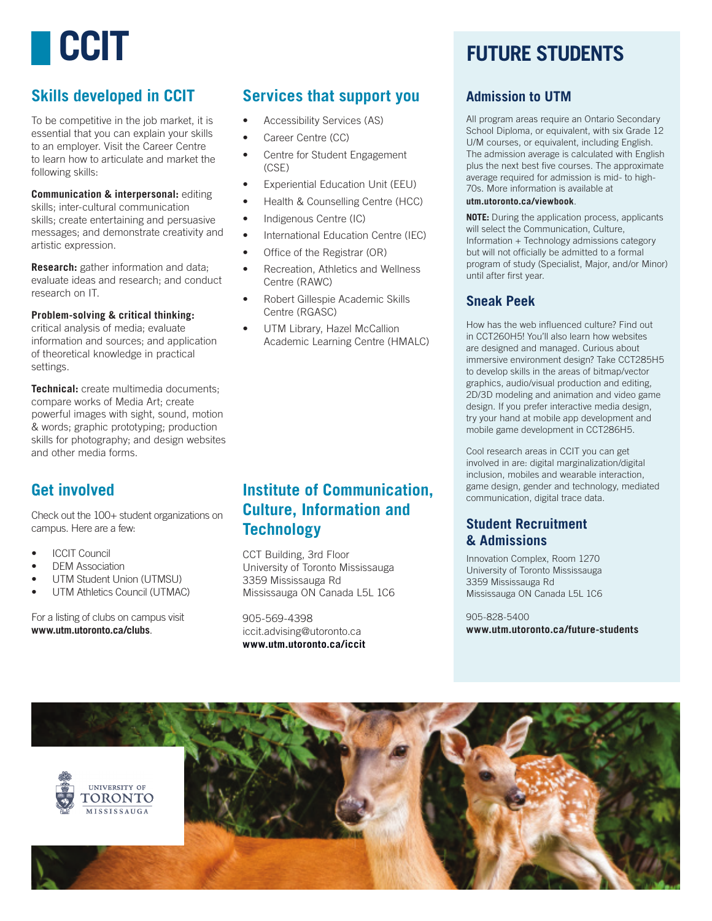# CCIT

## Skills developed in CCIT

To be competitive in the job market, it is essential that you can explain your skills to an employer. Visit the Career Centre to learn how to articulate and market the following skills:

**Communication & interpersonal:** editing skills; inter-cultural communication skills; create entertaining and persuasive messages; and demonstrate creativity and artistic expression.

**Research:** gather information and data; evaluate ideas and research; and conduct research on IT.

**Problem-solving & critical thinking:** critical analysis of media; evaluate information and sources; and application of theoretical knowledge in practical settings.

**Technical:** create multimedia documents; compare works of Media Art; create powerful images with sight, sound, motion & words; graphic prototyping; production skills for photography; and design websites and other media forms.

## Services that support you

- Accessibility Services (AS)
- Career Centre (CC)
- Centre for Student Engagement (CSE)
- Experiential Education Unit (EEU)
- Health & Counselling Centre (HCC)
- Indigenous Centre (IC)
- International Education Centre (IEC)
- Office of the Registrar (OR)
- Recreation, Athletics and Wellness Centre (RAWC)
- Robert Gillespie Academic Skills Centre (RGASC)
- UTM Library, Hazel McCallion Academic Learning Centre (HMALC)

## Get involved

Check out the 100+ student organizations on campus. Here are a few:

- ICCIT Council
- DEM Association
- UTM Student Union (UTMSU)
- UTM Athletics Council (UTMAC)

For a listing of clubs on campus visit **www.utm.utoronto.ca/clubs**.

## Institute of Communication, Culture, Information and Technology

CCT Building, 3rd Floor
University of Toronto Mississauga
3359 Mississauga Rd
Mississauga ON Canada L5L 1C6

905-569-4398
iccit.advising@utoronto.ca
**www.utm.utoronto.ca/iccit**

# FUTURE STUDENTS

## Admission to UTM

All program areas require an Ontario Secondary School Diploma, or equivalent, with six Grade 12 U/M courses, or equivalent, including English. The admission average is calculated with English plus the next best five courses. The approximate average required for admission is mid- to high-70s. More information is available at **utm.utoronto.ca/viewbook**.

**NOTE:** During the application process, applicants will select the Communication, Culture, Information + Technology admissions category but will not officially be admitted to a formal program of study (Specialist, Major, and/or Minor) until after first year.

## Sneak Peek

How has the web influenced culture? Find out in CCT260H5! You'll also learn how websites are designed and managed. Curious about immersive environment design? Take CCT285H5 to develop skills in the areas of bitmap/vector graphics, audio/visual production and editing, 2D/3D modeling and animation and video game design. If you prefer interactive media design, try your hand at mobile app development and mobile game development in CCT286H5.

Cool research areas in CCIT you can get involved in are: digital marginalization/digital inclusion, mobiles and wearable interaction, game design, gender and technology, mediated communication, digital trace data.

## Student Recruitment & Admissions

Innovation Complex, Room 1270
University of Toronto Mississauga
3359 Mississauga Rd
Mississauga ON Canada L5L 1C6

905-828-5400
**www.utm.utoronto.ca/future-students**

UNIVERSITY OF TORONTO MISSISSAUGA